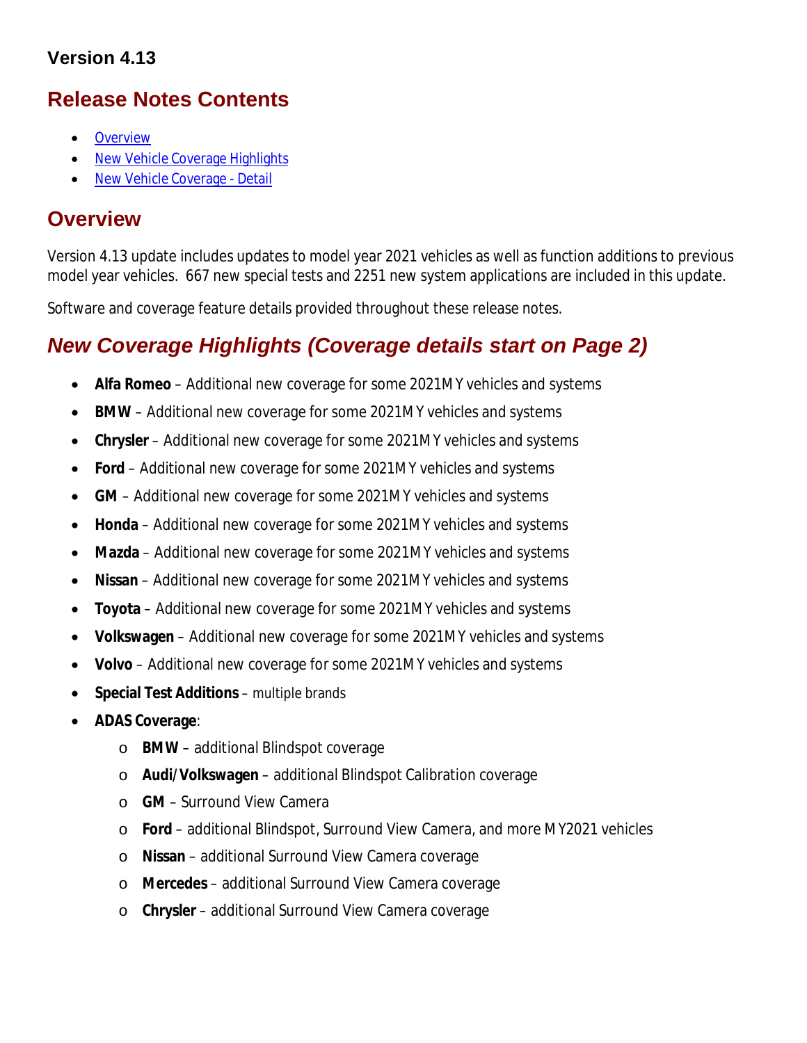### Version 4.13

## Release Notes Contents

- Overview
- New Vehicle Coverage Highlights
- New Vehicle Coverage - Detail

## Overview

Version 4.13 update includes updates to model year 2021 vehicles as well as function additions to previous model year vehicles. 667 new special tests and 2251 new system applications are included in this update.

Software and coverage feature details provided throughout these release notes.

## *New Coverage Highlights (Coverage details start on Page 2)*

- **Alfa Romeo** – Additional new coverage for some 2021MY vehicles and systems
- **BMW** – Additional new coverage for some 2021MY vehicles and systems
- **Chrysler** – Additional new coverage for some 2021MY vehicles and systems
- **Ford** – Additional new coverage for some 2021MY vehicles and systems
- **GM** – Additional new coverage for some 2021MY vehicles and systems
- **Honda** – Additional new coverage for some 2021MY vehicles and systems
- **Mazda** – Additional new coverage for some 2021MY vehicles and systems
- **Nissan** – Additional new coverage for some 2021MY vehicles and systems
- **Toyota** – Additional new coverage for some 2021MY vehicles and systems
- **Volkswagen** – Additional new coverage for some 2021MY vehicles and systems
- **Volvo** – Additional new coverage for some 2021MY vehicles and systems
- **Special Test Additions** – multiple brands
- **ADAS Coverage**:
  - **BMW** – additional Blindspot coverage
  - **Audi/Volkswagen** – additional Blindspot Calibration coverage
  - **GM** – Surround View Camera
  - **Ford** – additional Blindspot, Surround View Camera, and more MY2021 vehicles
  - **Nissan** – additional Surround View Camera coverage
  - **Mercedes** – additional Surround View Camera coverage
  - **Chrysler** – additional Surround View Camera coverage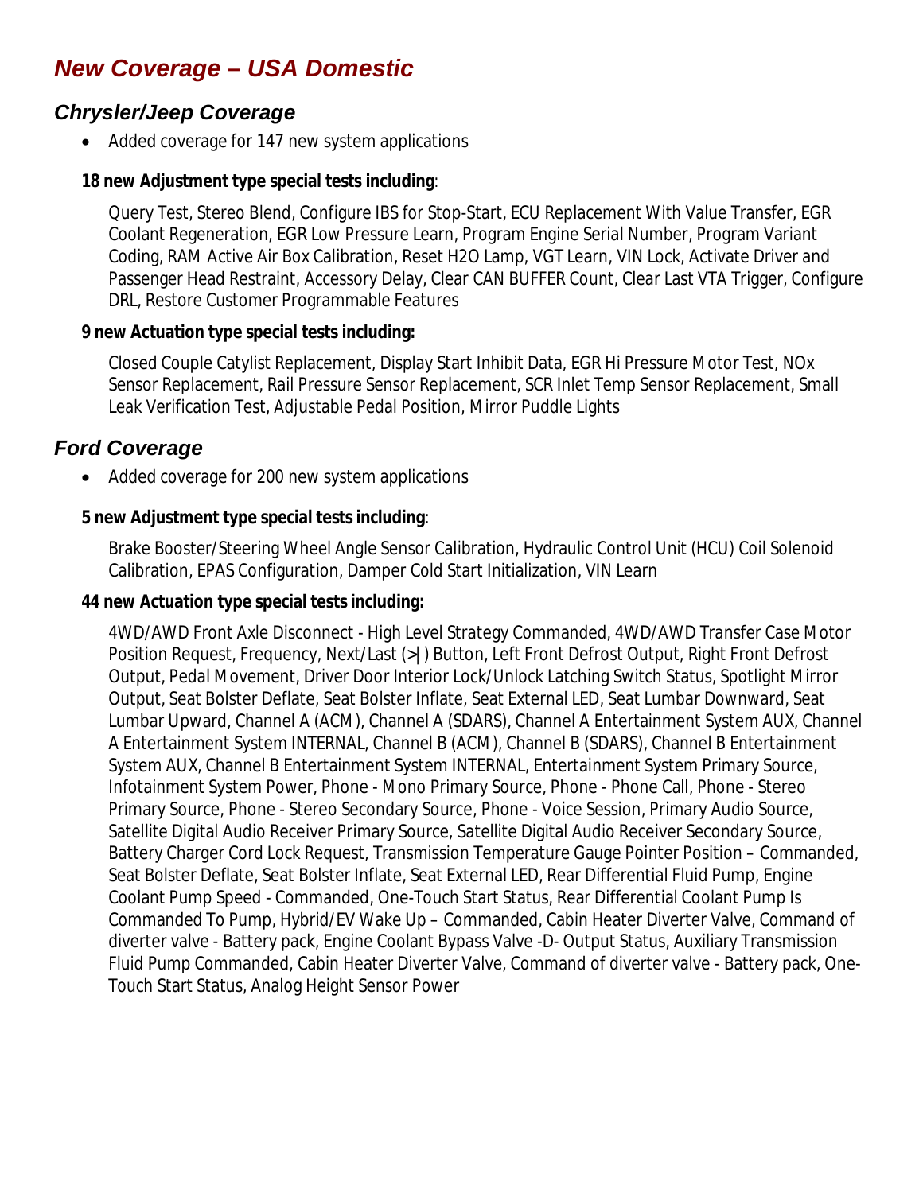## *New Coverage – USA Domestic*

### *Chrysler/Jeep Coverage*

- Added coverage for 147 new system applications

**18 new Adjustment type special tests including**:

Query Test, Stereo Blend, Configure IBS for Stop-Start, ECU Replacement With Value Transfer, EGR Coolant Regeneration, EGR Low Pressure Learn, Program Engine Serial Number, Program Variant Coding, RAM Active Air Box Calibration, Reset H2O Lamp, VGT Learn, VIN Lock, Activate Driver and Passenger Head Restraint, Accessory Delay, Clear CAN BUFFER Count, Clear Last VTA Trigger, Configure DRL, Restore Customer Programmable Features

**9 new Actuation type special tests including:**

Closed Couple Catylist Replacement, Display Start Inhibit Data, EGR Hi Pressure Motor Test, NOx Sensor Replacement, Rail Pressure Sensor Replacement, SCR Inlet Temp Sensor Replacement, Small Leak Verification Test, Adjustable Pedal Position, Mirror Puddle Lights

### *Ford Coverage*

- Added coverage for 200 new system applications

**5 new Adjustment type special tests including**:

Brake Booster/Steering Wheel Angle Sensor Calibration, Hydraulic Control Unit (HCU) Coil Solenoid Calibration, EPAS Configuration, Damper Cold Start Initialization, VIN Learn

**44 new Actuation type special tests including:**

4WD/AWD Front Axle Disconnect - High Level Strategy Commanded, 4WD/AWD Transfer Case Motor Position Request, Frequency, Next/Last (>|) Button, Left Front Defrost Output, Right Front Defrost Output, Pedal Movement, Driver Door Interior Lock/Unlock Latching Switch Status, Spotlight Mirror Output, Seat Bolster Deflate, Seat Bolster Inflate, Seat External LED, Seat Lumbar Downward, Seat Lumbar Upward, Channel A (ACM), Channel A (SDARS), Channel A Entertainment System AUX, Channel A Entertainment System INTERNAL, Channel B (ACM), Channel B (SDARS), Channel B Entertainment System AUX, Channel B Entertainment System INTERNAL, Entertainment System Primary Source, Infotainment System Power, Phone - Mono Primary Source, Phone - Phone Call, Phone - Stereo Primary Source, Phone - Stereo Secondary Source, Phone - Voice Session, Primary Audio Source, Satellite Digital Audio Receiver Primary Source, Satellite Digital Audio Receiver Secondary Source, Battery Charger Cord Lock Request, Transmission Temperature Gauge Pointer Position – Commanded, Seat Bolster Deflate, Seat Bolster Inflate, Seat External LED, Rear Differential Fluid Pump, Engine Coolant Pump Speed - Commanded, One-Touch Start Status, Rear Differential Coolant Pump Is Commanded To Pump, Hybrid/EV Wake Up – Commanded, Cabin Heater Diverter Valve, Command of diverter valve - Battery pack, Engine Coolant Bypass Valve -D- Output Status, Auxiliary Transmission Fluid Pump Commanded, Cabin Heater Diverter Valve, Command of diverter valve - Battery pack, One-Touch Start Status, Analog Height Sensor Power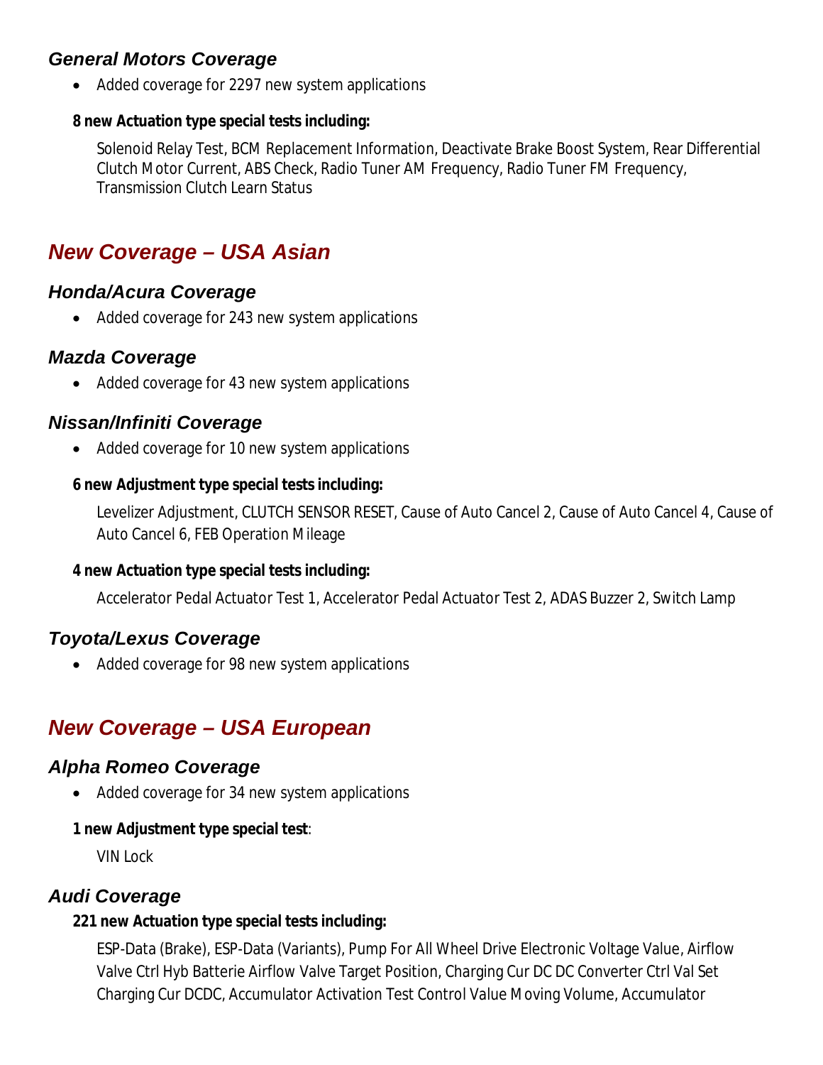### General Motors Coverage

- Added coverage for 2297 new system applications

**8 new Actuation type special tests including:**

Solenoid Relay Test, BCM Replacement Information, Deactivate Brake Boost System, Rear Differential Clutch Motor Current, ABS Check, Radio Tuner AM Frequency, Radio Tuner FM Frequency, Transmission Clutch Learn Status

## New Coverage – USA Asian

### Honda/Acura Coverage

- Added coverage for 243 new system applications

### Mazda Coverage

- Added coverage for 43 new system applications

### Nissan/Infiniti Coverage

- Added coverage for 10 new system applications

**6 new Adjustment type special tests including:**

Levelizer Adjustment, CLUTCH SENSOR RESET, Cause of Auto Cancel 2, Cause of Auto Cancel 4, Cause of Auto Cancel 6, FEB Operation Mileage

**4 new Actuation type special tests including:**

Accelerator Pedal Actuator Test 1, Accelerator Pedal Actuator Test 2, ADAS Buzzer 2, Switch Lamp

### Toyota/Lexus Coverage

- Added coverage for 98 new system applications

## New Coverage – USA European

### Alpha Romeo Coverage

- Added coverage for 34 new system applications

**1 new Adjustment type special test**:

VIN Lock

### Audi Coverage

**221 new Actuation type special tests including:**

ESP-Data (Brake), ESP-Data (Variants), Pump For All Wheel Drive Electronic Voltage Value, Airflow Valve Ctrl Hyb Batterie Airflow Valve Target Position, Charging Cur DC DC Converter Ctrl Val Set Charging Cur DCDC, Accumulator Activation Test Control Value Moving Volume, Accumulator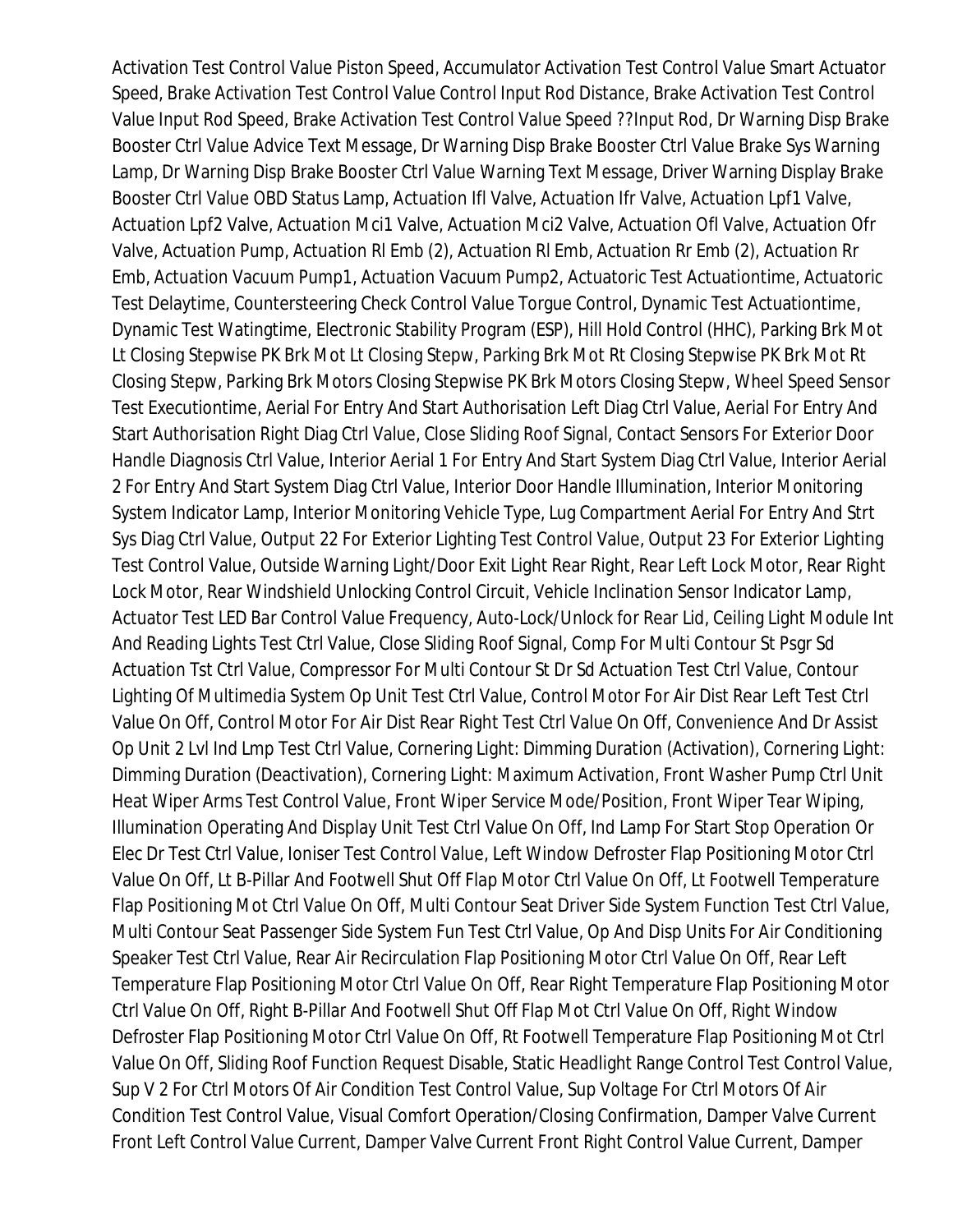Activation Test Control Value Piston Speed, Accumulator Activation Test Control Value Smart Actuator Speed, Brake Activation Test Control Value Control Input Rod Distance, Brake Activation Test Control Value Input Rod Speed, Brake Activation Test Control Value Speed ??Input Rod, Dr Warning Disp Brake Booster Ctrl Value Advice Text Message, Dr Warning Disp Brake Booster Ctrl Value Brake Sys Warning Lamp, Dr Warning Disp Brake Booster Ctrl Value Warning Text Message, Driver Warning Display Brake Booster Ctrl Value OBD Status Lamp, Actuation Ifl Valve, Actuation Ifr Valve, Actuation Lpf1 Valve, Actuation Lpf2 Valve, Actuation Mci1 Valve, Actuation Mci2 Valve, Actuation Ofl Valve, Actuation Ofr Valve, Actuation Pump, Actuation Rl Emb (2), Actuation Rl Emb, Actuation Rr Emb (2), Actuation Rr Emb, Actuation Vacuum Pump1, Actuation Vacuum Pump2, Actuatoric Test Actuationtime, Actuatoric Test Delaytime, Countersteering Check Control Value Torgue Control, Dynamic Test Actuationtime, Dynamic Test Watingtime, Electronic Stability Program (ESP), Hill Hold Control (HHC), Parking Brk Mot Lt Closing Stepwise PK Brk Mot Lt Closing Stepw, Parking Brk Mot Rt Closing Stepwise PK Brk Mot Rt Closing Stepw, Parking Brk Motors Closing Stepwise PK Brk Motors Closing Stepw, Wheel Speed Sensor Test Executiontime, Aerial For Entry And Start Authorisation Left Diag Ctrl Value, Aerial For Entry And Start Authorisation Right Diag Ctrl Value, Close Sliding Roof Signal, Contact Sensors For Exterior Door Handle Diagnosis Ctrl Value, Interior Aerial 1 For Entry And Start System Diag Ctrl Value, Interior Aerial 2 For Entry And Start System Diag Ctrl Value, Interior Door Handle Illumination, Interior Monitoring System Indicator Lamp, Interior Monitoring Vehicle Type, Lug Compartment Aerial For Entry And Strt Sys Diag Ctrl Value, Output 22 For Exterior Lighting Test Control Value, Output 23 For Exterior Lighting Test Control Value, Outside Warning Light/Door Exit Light Rear Right, Rear Left Lock Motor, Rear Right Lock Motor, Rear Windshield Unlocking Control Circuit, Vehicle Inclination Sensor Indicator Lamp, Actuator Test LED Bar Control Value Frequency, Auto-Lock/Unlock for Rear Lid, Ceiling Light Module Int And Reading Lights Test Ctrl Value, Close Sliding Roof Signal, Comp For Multi Contour St Psgr Sd Actuation Tst Ctrl Value, Compressor For Multi Contour St Dr Sd Actuation Test Ctrl Value, Contour Lighting Of Multimedia System Op Unit Test Ctrl Value, Control Motor For Air Dist Rear Left Test Ctrl Value On Off, Control Motor For Air Dist Rear Right Test Ctrl Value On Off, Convenience And Dr Assist Op Unit 2 Lvl Ind Lmp Test Ctrl Value, Cornering Light: Dimming Duration (Activation), Cornering Light: Dimming Duration (Deactivation), Cornering Light: Maximum Activation, Front Washer Pump Ctrl Unit Heat Wiper Arms Test Control Value, Front Wiper Service Mode/Position, Front Wiper Tear Wiping, Illumination Operating And Display Unit Test Ctrl Value On Off, Ind Lamp For Start Stop Operation Or Elec Dr Test Ctrl Value, Ioniser Test Control Value, Left Window Defroster Flap Positioning Motor Ctrl Value On Off, Lt B-Pillar And Footwell Shut Off Flap Motor Ctrl Value On Off, Lt Footwell Temperature Flap Positioning Mot Ctrl Value On Off, Multi Contour Seat Driver Side System Function Test Ctrl Value, Multi Contour Seat Passenger Side System Fun Test Ctrl Value, Op And Disp Units For Air Conditioning Speaker Test Ctrl Value, Rear Air Recirculation Flap Positioning Motor Ctrl Value On Off, Rear Left Temperature Flap Positioning Motor Ctrl Value On Off, Rear Right Temperature Flap Positioning Motor Ctrl Value On Off, Right B-Pillar And Footwell Shut Off Flap Mot Ctrl Value On Off, Right Window Defroster Flap Positioning Motor Ctrl Value On Off, Rt Footwell Temperature Flap Positioning Mot Ctrl Value On Off, Sliding Roof Function Request Disable, Static Headlight Range Control Test Control Value, Sup V 2 For Ctrl Motors Of Air Condition Test Control Value, Sup Voltage For Ctrl Motors Of Air Condition Test Control Value, Visual Comfort Operation/Closing Confirmation, Damper Valve Current Front Left Control Value Current, Damper Valve Current Front Right Control Value Current, Damper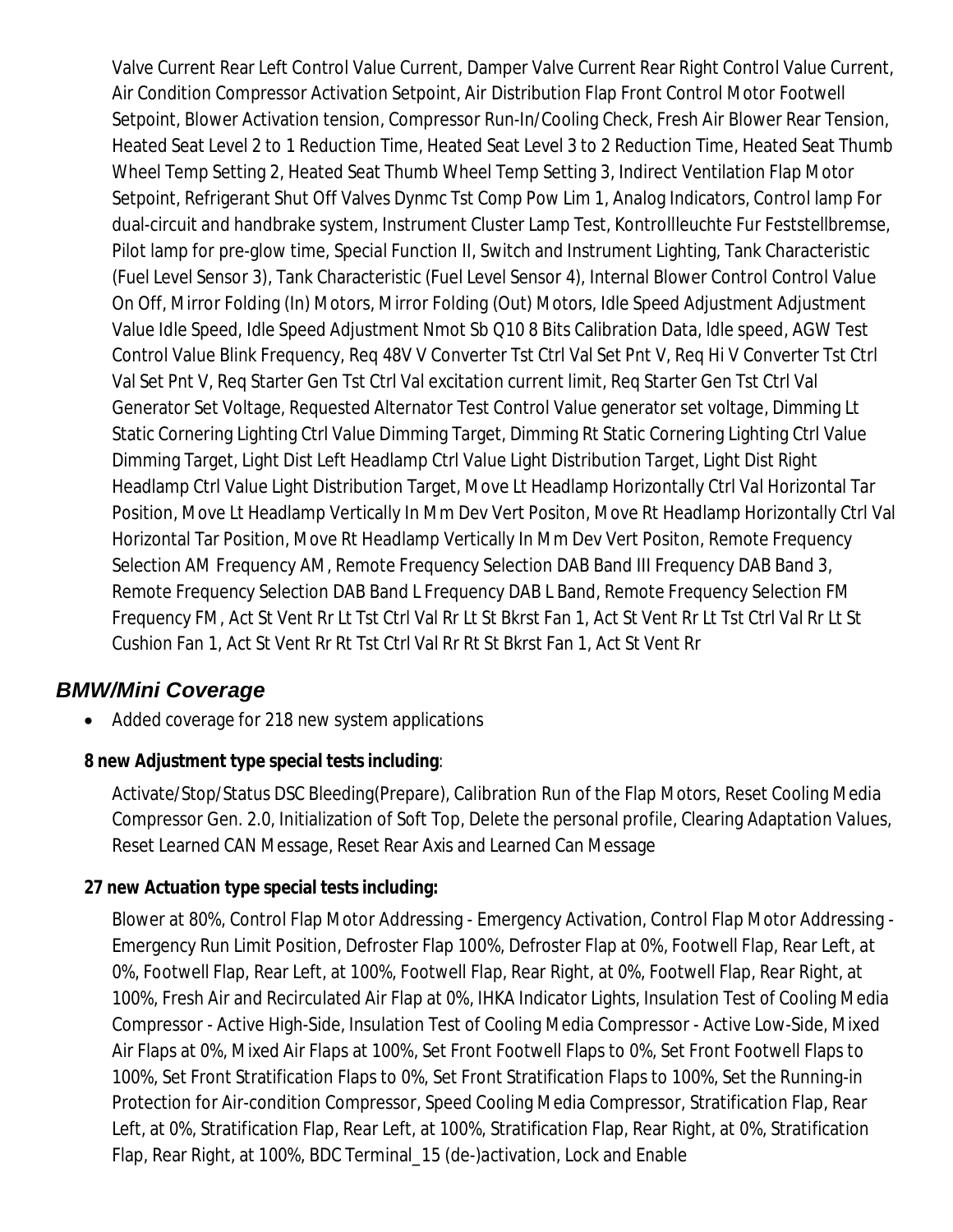Valve Current Rear Left Control Value Current, Damper Valve Current Rear Right Control Value Current, Air Condition Compressor Activation Setpoint, Air Distribution Flap Front Control Motor Footwell Setpoint, Blower Activation tension, Compressor Run-In/Cooling Check, Fresh Air Blower Rear Tension, Heated Seat Level 2 to 1 Reduction Time, Heated Seat Level 3 to 2 Reduction Time, Heated Seat Thumb Wheel Temp Setting 2, Heated Seat Thumb Wheel Temp Setting 3, Indirect Ventilation Flap Motor Setpoint, Refrigerant Shut Off Valves Dynmc Tst Comp Pow Lim 1, Analog Indicators, Control lamp For dual-circuit and handbrake system, Instrument Cluster Lamp Test, Kontrollleuchte Fur Feststellbremse, Pilot lamp for pre-glow time, Special Function II, Switch and Instrument Lighting, Tank Characteristic (Fuel Level Sensor 3), Tank Characteristic (Fuel Level Sensor 4), Internal Blower Control Control Value On Off, Mirror Folding (In) Motors, Mirror Folding (Out) Motors, Idle Speed Adjustment Adjustment Value Idle Speed, Idle Speed Adjustment Nmot Sb Q10 8 Bits Calibration Data, ldle speed, AGW Test Control Value Blink Frequency, Req 48V V Converter Tst Ctrl Val Set Pnt V, Req Hi V Converter Tst Ctrl Val Set Pnt V, Req Starter Gen Tst Ctrl Val excitation current limit, Req Starter Gen Tst Ctrl Val Generator Set Voltage, Requested Alternator Test Control Value generator set voltage, Dimming Lt Static Cornering Lighting Ctrl Value Dimming Target, Dimming Rt Static Cornering Lighting Ctrl Value Dimming Target, Light Dist Left Headlamp Ctrl Value Light Distribution Target, Light Dist Right Headlamp Ctrl Value Light Distribution Target, Move Lt Headlamp Horizontally Ctrl Val Horizontal Tar Position, Move Lt Headlamp Vertically In Mm Dev Vert Positon, Move Rt Headlamp Horizontally Ctrl Val Horizontal Tar Position, Move Rt Headlamp Vertically In Mm Dev Vert Positon, Remote Frequency Selection AM Frequency AM, Remote Frequency Selection DAB Band III Frequency DAB Band 3, Remote Frequency Selection DAB Band L Frequency DAB L Band, Remote Frequency Selection FM Frequency FM, Act St Vent Rr Lt Tst Ctrl Val Rr Lt St Bkrst Fan 1, Act St Vent Rr Lt Tst Ctrl Val Rr Lt St Cushion Fan 1, Act St Vent Rr Rt Tst Ctrl Val Rr Rt St Bkrst Fan 1, Act St Vent Rr

## *BMW/Mini Coverage*

- Added coverage for 218 new system applications

**8 new Adjustment type special tests including**:

Activate/Stop/Status DSC Bleeding(Prepare), Calibration Run of the Flap Motors, Reset Cooling Media Compressor Gen. 2.0, Initialization of Soft Top, Delete the personal profile, Clearing Adaptation Values, Reset Learned CAN Message, Reset Rear Axis and Learned Can Message

**27 new Actuation type special tests including:**

Blower at 80%, Control Flap Motor Addressing - Emergency Activation, Control Flap Motor Addressing - Emergency Run Limit Position, Defroster Flap 100%, Defroster Flap at 0%, Footwell Flap, Rear Left, at 0%, Footwell Flap, Rear Left, at 100%, Footwell Flap, Rear Right, at 0%, Footwell Flap, Rear Right, at 100%, Fresh Air and Recirculated Air Flap at 0%, IHKA Indicator Lights, Insulation Test of Cooling Media Compressor - Active High-Side, Insulation Test of Cooling Media Compressor - Active Low-Side, Mixed Air Flaps at 0%, Mixed Air Flaps at 100%, Set Front Footwell Flaps to 0%, Set Front Footwell Flaps to 100%, Set Front Stratification Flaps to 0%, Set Front Stratification Flaps to 100%, Set the Running-in Protection for Air-condition Compressor, Speed Cooling Media Compressor, Stratification Flap, Rear Left, at 0%, Stratification Flap, Rear Left, at 100%, Stratification Flap, Rear Right, at 0%, Stratification Flap, Rear Right, at 100%, BDC Terminal_15 (de-)activation, Lock and Enable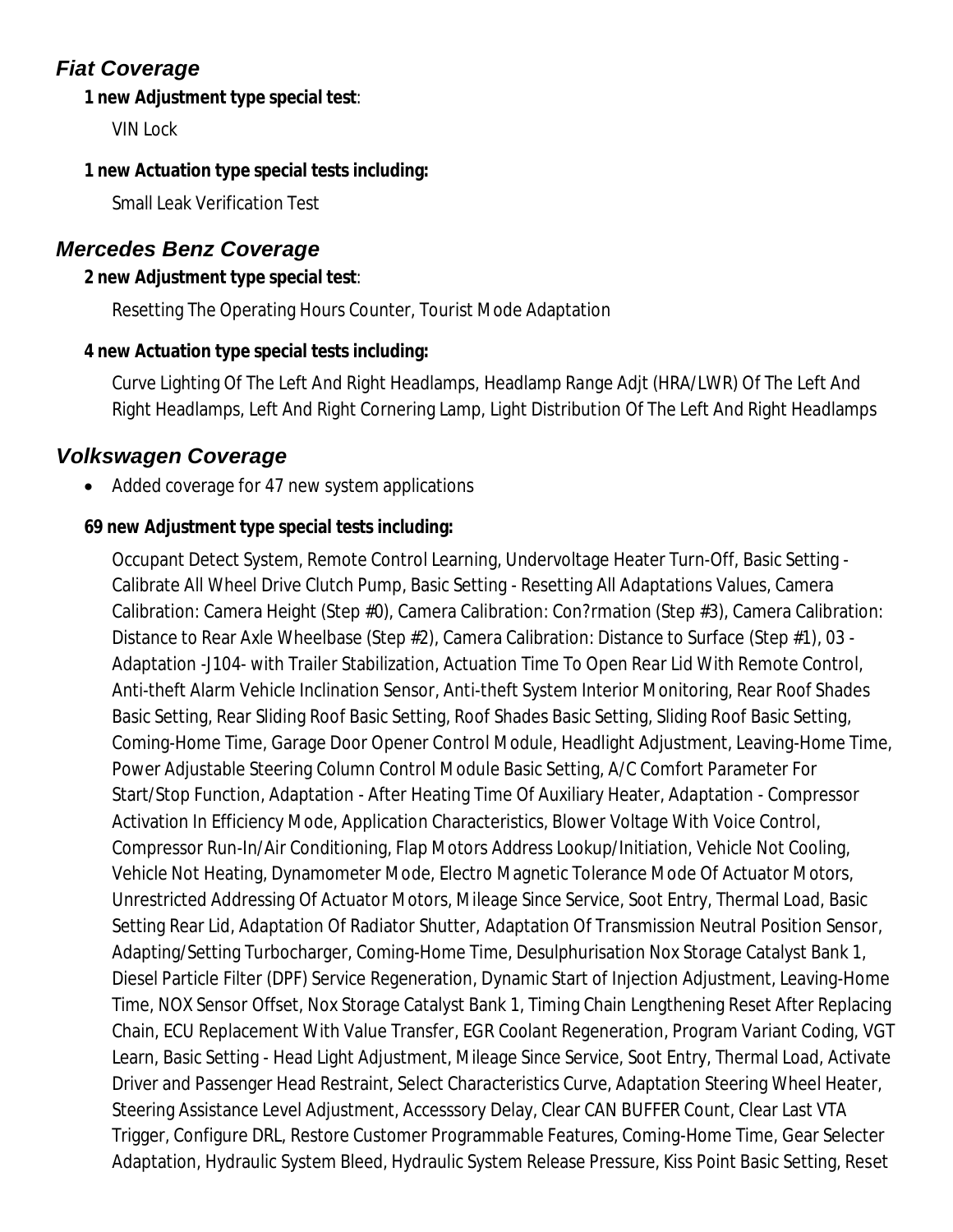## *Fiat Coverage*

**1 new Adjustment type special test**:

VIN Lock

**1 new Actuation type special tests including:**

Small Leak Verification Test

## *Mercedes Benz Coverage*

**2 new Adjustment type special test**:

Resetting The Operating Hours Counter, Tourist Mode Adaptation

**4 new Actuation type special tests including:**

Curve Lighting Of The Left And Right Headlamps, Headlamp Range Adjt (HRA/LWR) Of The Left And Right Headlamps, Left And Right Cornering Lamp, Light Distribution Of The Left And Right Headlamps

## *Volkswagen Coverage*

- Added coverage for 47 new system applications

**69 new Adjustment type special tests including:**

Occupant Detect System, Remote Control Learning, Undervoltage Heater Turn-Off, Basic Setting - Calibrate All Wheel Drive Clutch Pump, Basic Setting - Resetting All Adaptations Values, Camera Calibration: Camera Height (Step #0), Camera Calibration: Con?rmation (Step #3), Camera Calibration: Distance to Rear Axle Wheelbase (Step #2), Camera Calibration: Distance to Surface (Step #1), 03 - Adaptation -J104- with Trailer Stabilization, Actuation Time To Open Rear Lid With Remote Control, Anti-theft Alarm Vehicle Inclination Sensor, Anti-theft System Interior Monitoring, Rear Roof Shades Basic Setting, Rear Sliding Roof Basic Setting, Roof Shades Basic Setting, Sliding Roof Basic Setting, Coming-Home Time, Garage Door Opener Control Module, Headlight Adjustment, Leaving-Home Time, Power Adjustable Steering Column Control Module Basic Setting, A/C Comfort Parameter For Start/Stop Function, Adaptation - After Heating Time Of Auxiliary Heater, Adaptation - Compressor Activation In Efficiency Mode, Application Characteristics, Blower Voltage With Voice Control, Compressor Run-In/Air Conditioning, Flap Motors Address Lookup/Initiation, Vehicle Not Cooling, Vehicle Not Heating, Dynamometer Mode, Electro Magnetic Tolerance Mode Of Actuator Motors, Unrestricted Addressing Of Actuator Motors, Mileage Since Service, Soot Entry, Thermal Load, Basic Setting Rear Lid, Adaptation Of Radiator Shutter, Adaptation Of Transmission Neutral Position Sensor, Adapting/Setting Turbocharger, Coming-Home Time, Desulphurisation Nox Storage Catalyst Bank 1, Diesel Particle Filter (DPF) Service Regeneration, Dynamic Start of Injection Adjustment, Leaving-Home Time, NOX Sensor Offset, Nox Storage Catalyst Bank 1, Timing Chain Lengthening Reset After Replacing Chain, ECU Replacement With Value Transfer, EGR Coolant Regeneration, Program Variant Coding, VGT Learn, Basic Setting - Head Light Adjustment, Mileage Since Service, Soot Entry, Thermal Load, Activate Driver and Passenger Head Restraint, Select Characteristics Curve, Adaptation Steering Wheel Heater, Steering Assistance Level Adjustment, Accesssory Delay, Clear CAN BUFFER Count, Clear Last VTA Trigger, Configure DRL, Restore Customer Programmable Features, Coming-Home Time, Gear Selecter Adaptation, Hydraulic System Bleed, Hydraulic System Release Pressure, Kiss Point Basic Setting, Reset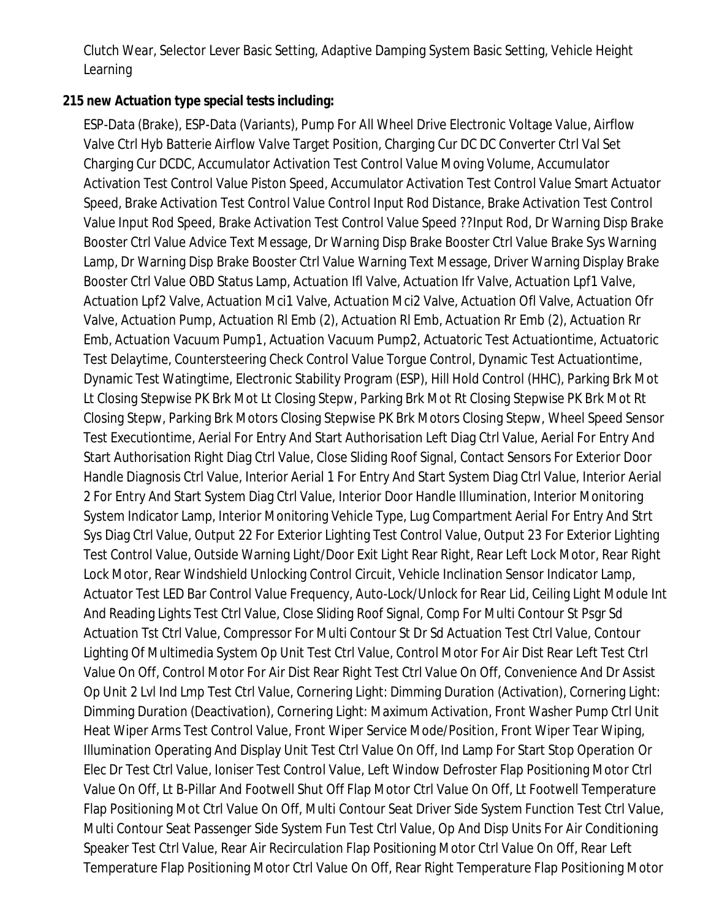Clutch Wear, Selector Lever Basic Setting, Adaptive Damping System Basic Setting, Vehicle Height Learning

**215 new Actuation type special tests including:**

ESP-Data (Brake), ESP-Data (Variants), Pump For All Wheel Drive Electronic Voltage Value, Airflow Valve Ctrl Hyb Batterie Airflow Valve Target Position, Charging Cur DC DC Converter Ctrl Val Set Charging Cur DCDC, Accumulator Activation Test Control Value Moving Volume, Accumulator Activation Test Control Value Piston Speed, Accumulator Activation Test Control Value Smart Actuator Speed, Brake Activation Test Control Value Control Input Rod Distance, Brake Activation Test Control Value Input Rod Speed, Brake Activation Test Control Value Speed ??Input Rod, Dr Warning Disp Brake Booster Ctrl Value Advice Text Message, Dr Warning Disp Brake Booster Ctrl Value Brake Sys Warning Lamp, Dr Warning Disp Brake Booster Ctrl Value Warning Text Message, Driver Warning Display Brake Booster Ctrl Value OBD Status Lamp, Actuation Ifl Valve, Actuation Ifr Valve, Actuation Lpf1 Valve, Actuation Lpf2 Valve, Actuation Mci1 Valve, Actuation Mci2 Valve, Actuation Ofl Valve, Actuation Ofr Valve, Actuation Pump, Actuation Rl Emb (2), Actuation Rl Emb, Actuation Rr Emb (2), Actuation Rr Emb, Actuation Vacuum Pump1, Actuation Vacuum Pump2, Actuatoric Test Actuationtime, Actuatoric Test Delaytime, Countersteering Check Control Value Torgue Control, Dynamic Test Actuationtime, Dynamic Test Watingtime, Electronic Stability Program (ESP), Hill Hold Control (HHC), Parking Brk Mot Lt Closing Stepwise PK Brk Mot Lt Closing Stepw, Parking Brk Mot Rt Closing Stepwise PK Brk Mot Rt Closing Stepw, Parking Brk Motors Closing Stepwise PK Brk Motors Closing Stepw, Wheel Speed Sensor Test Executiontime, Aerial For Entry And Start Authorisation Left Diag Ctrl Value, Aerial For Entry And Start Authorisation Right Diag Ctrl Value, Close Sliding Roof Signal, Contact Sensors For Exterior Door Handle Diagnosis Ctrl Value, Interior Aerial 1 For Entry And Start System Diag Ctrl Value, Interior Aerial 2 For Entry And Start System Diag Ctrl Value, Interior Door Handle Illumination, Interior Monitoring System Indicator Lamp, Interior Monitoring Vehicle Type, Lug Compartment Aerial For Entry And Strt Sys Diag Ctrl Value, Output 22 For Exterior Lighting Test Control Value, Output 23 For Exterior Lighting Test Control Value, Outside Warning Light/Door Exit Light Rear Right, Rear Left Lock Motor, Rear Right Lock Motor, Rear Windshield Unlocking Control Circuit, Vehicle Inclination Sensor Indicator Lamp, Actuator Test LED Bar Control Value Frequency, Auto-Lock/Unlock for Rear Lid, Ceiling Light Module Int And Reading Lights Test Ctrl Value, Close Sliding Roof Signal, Comp For Multi Contour St Psgr Sd Actuation Tst Ctrl Value, Compressor For Multi Contour St Dr Sd Actuation Test Ctrl Value, Contour Lighting Of Multimedia System Op Unit Test Ctrl Value, Control Motor For Air Dist Rear Left Test Ctrl Value On Off, Control Motor For Air Dist Rear Right Test Ctrl Value On Off, Convenience And Dr Assist Op Unit 2 Lvl Ind Lmp Test Ctrl Value, Cornering Light: Dimming Duration (Activation), Cornering Light: Dimming Duration (Deactivation), Cornering Light: Maximum Activation, Front Washer Pump Ctrl Unit Heat Wiper Arms Test Control Value, Front Wiper Service Mode/Position, Front Wiper Tear Wiping, Illumination Operating And Display Unit Test Ctrl Value On Off, Ind Lamp For Start Stop Operation Or Elec Dr Test Ctrl Value, Ioniser Test Control Value, Left Window Defroster Flap Positioning Motor Ctrl Value On Off, Lt B-Pillar And Footwell Shut Off Flap Motor Ctrl Value On Off, Lt Footwell Temperature Flap Positioning Mot Ctrl Value On Off, Multi Contour Seat Driver Side System Function Test Ctrl Value, Multi Contour Seat Passenger Side System Fun Test Ctrl Value, Op And Disp Units For Air Conditioning Speaker Test Ctrl Value, Rear Air Recirculation Flap Positioning Motor Ctrl Value On Off, Rear Left Temperature Flap Positioning Motor Ctrl Value On Off, Rear Right Temperature Flap Positioning Motor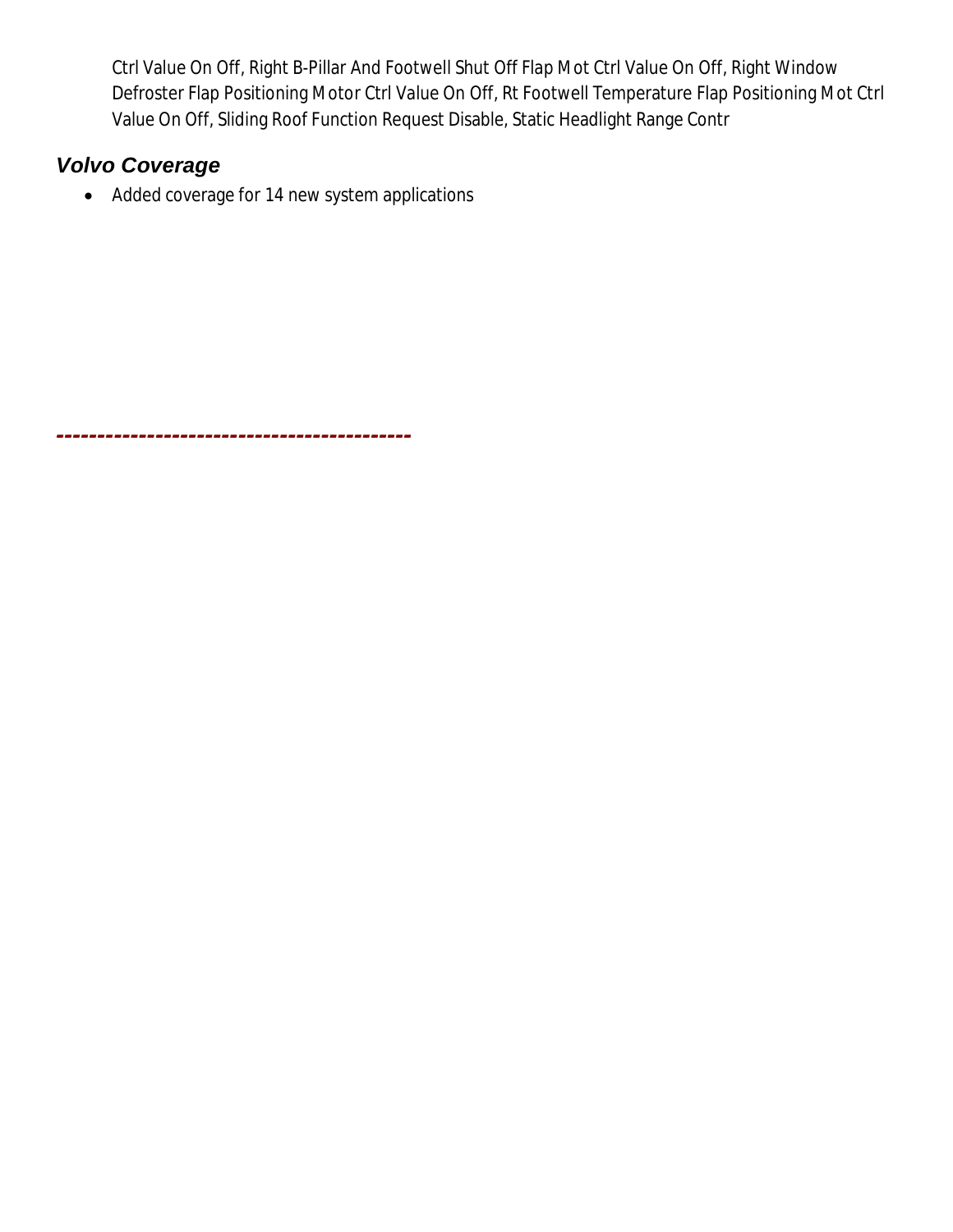Ctrl Value On Off, Right B-Pillar And Footwell Shut Off Flap Mot Ctrl Value On Off, Right Window Defroster Flap Positioning Motor Ctrl Value On Off, Rt Footwell Temperature Flap Positioning Mot Ctrl Value On Off, Sliding Roof Function Request Disable, Static Headlight Range Contr

## *Volvo Coverage*

- Added coverage for 14 new system applications

--------------------------------------------